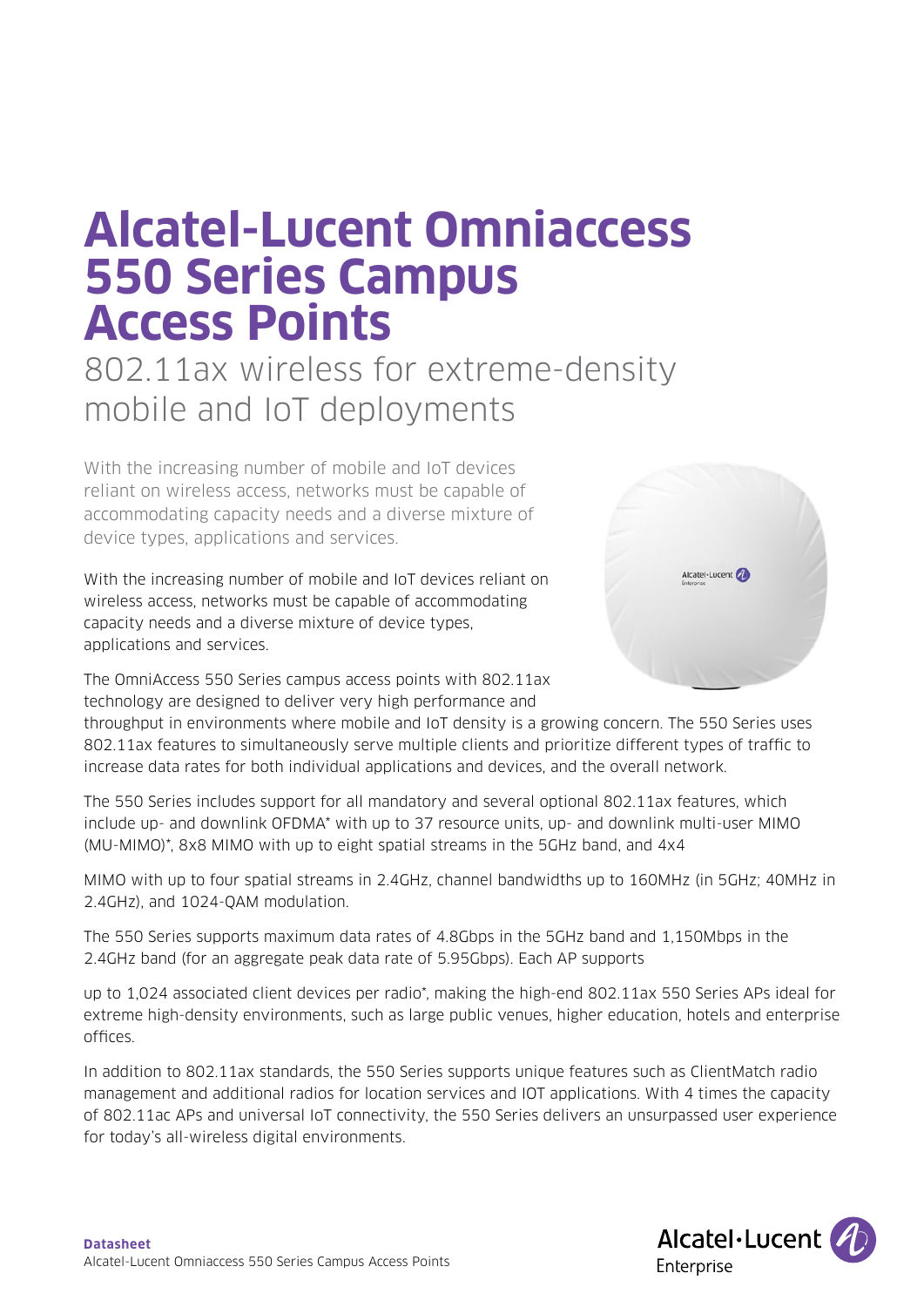# Alcatel-Lucent Omniaccess 550 Series Campus Access Points

## 802.11ax wireless for extreme-density mobile and IoT deployments

With the increasing number of mobile and IoT devices reliant on wireless access, networks must be capable of accommodating capacity needs and a diverse mixture of device types, applications and services.

With the increasing number of mobile and IoT devices reliant on wireless access, networks must be capable of accommodating capacity needs and a diverse mixture of device types, applications and services.

The OmniAccess 550 Series campus access points with 802.11ax technology are designed to deliver very high performance and throughput in environments where mobile and IoT density is a growing concern. The 550 Series uses 802.11ax features to simultaneously serve multiple clients and prioritize different types of traffic to increase data rates for both individual applications and devices, and the overall network.

The 550 Series includes support for all mandatory and several optional 802.11ax features, which include up- and downlink OFDMA* with up to 37 resource units, up- and downlink multi-user MIMO (MU-MIMO)*, 8x8 MIMO with up to eight spatial streams in the 5GHz band, and 4x4

MIMO with up to four spatial streams in 2.4GHz, channel bandwidths up to 160MHz (in 5GHz; 40MHz in 2.4GHz), and 1024-QAM modulation.

The 550 Series supports maximum data rates of 4.8Gbps in the 5GHz band and 1,150Mbps in the 2.4GHz band (for an aggregate peak data rate of 5.95Gbps). Each AP supports

up to 1,024 associated client devices per radio*, making the high-end 802.11ax 550 Series APs ideal for extreme high-density environments, such as large public venues, higher education, hotels and enterprise offices.

In addition to 802.11ax standards, the 550 Series supports unique features such as ClientMatch radio management and additional radios for location services and IOT applications. With 4 times the capacity of 802.11ac APs and universal IoT connectivity, the 550 Series delivers an unsurpassed user experience for today's all-wireless digital environments.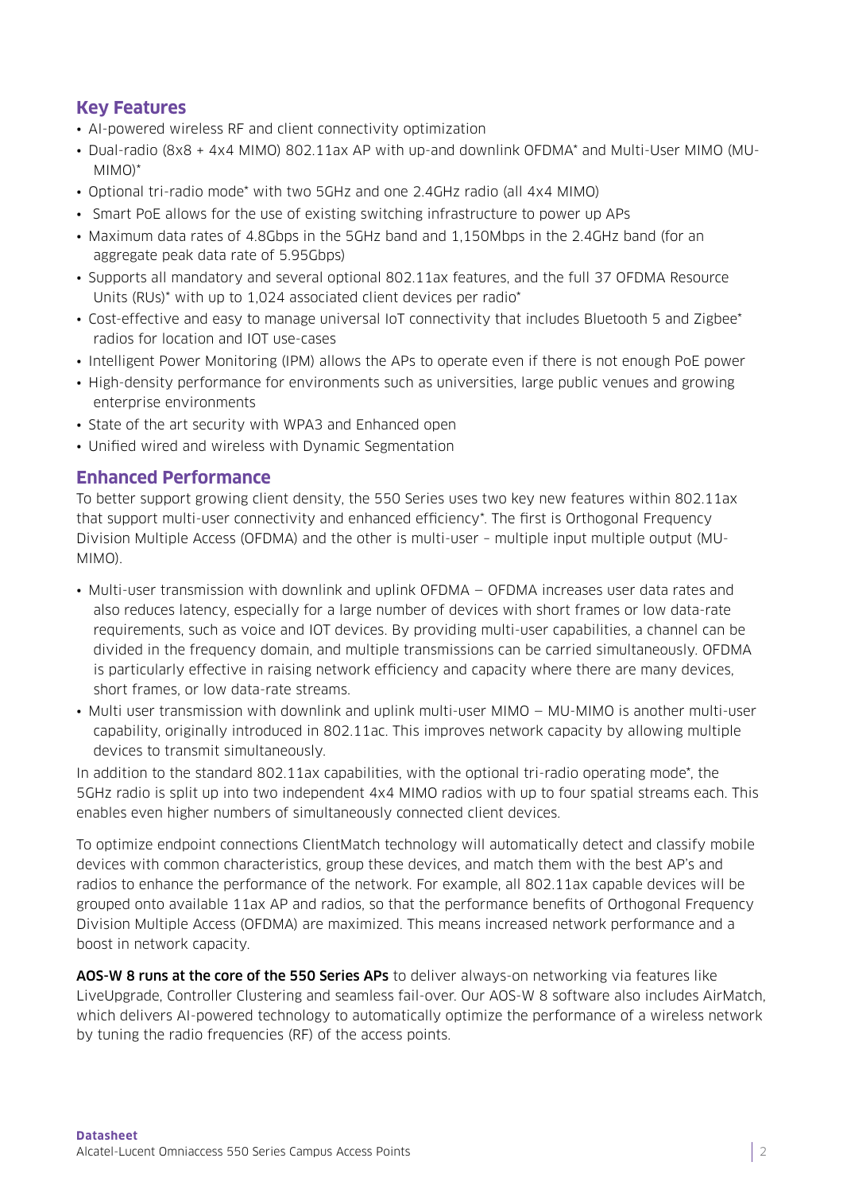## Key Features

- AI-powered wireless RF and client connectivity optimization
- Dual-radio (8x8 + 4x4 MIMO) 802.11ax AP with up-and downlink OFDMA* and Multi-User MIMO (MU-MIMO)*
- Optional tri-radio mode* with two 5GHz and one 2.4GHz radio (all 4x4 MIMO)
- Smart PoE allows for the use of existing switching infrastructure to power up APs
- Maximum data rates of 4.8Gbps in the 5GHz band and 1,150Mbps in the 2.4GHz band (for an aggregate peak data rate of 5.95Gbps)
- Supports all mandatory and several optional 802.11ax features, and the full 37 OFDMA Resource Units (RUs)* with up to 1,024 associated client devices per radio*
- Cost-effective and easy to manage universal IoT connectivity that includes Bluetooth 5 and Zigbee* radios for location and IOT use-cases
- Intelligent Power Monitoring (IPM) allows the APs to operate even if there is not enough PoE power
- High-density performance for environments such as universities, large public venues and growing enterprise environments
- State of the art security with WPA3 and Enhanced open
- Unified wired and wireless with Dynamic Segmentation

## Enhanced Performance

To better support growing client density, the 550 Series uses two key new features within 802.11ax that support multi-user connectivity and enhanced efficiency*. The first is Orthogonal Frequency Division Multiple Access (OFDMA) and the other is multi-user – multiple input multiple output (MU-MIMO).

- Multi-user transmission with downlink and uplink OFDMA – OFDMA increases user data rates and also reduces latency, especially for a large number of devices with short frames or low data-rate requirements, such as voice and IOT devices. By providing multi-user capabilities, a channel can be divided in the frequency domain, and multiple transmissions can be carried simultaneously. OFDMA is particularly effective in raising network efficiency and capacity where there are many devices, short frames, or low data-rate streams.
- Multi user transmission with downlink and uplink multi-user MIMO – MU-MIMO is another multi-user capability, originally introduced in 802.11ac. This improves network capacity by allowing multiple devices to transmit simultaneously.

In addition to the standard 802.11ax capabilities, with the optional tri-radio operating mode*, the 5GHz radio is split up into two independent 4x4 MIMO radios with up to four spatial streams each. This enables even higher numbers of simultaneously connected client devices.

To optimize endpoint connections ClientMatch technology will automatically detect and classify mobile devices with common characteristics, group these devices, and match them with the best AP's and radios to enhance the performance of the network. For example, all 802.11ax capable devices will be grouped onto available 11ax AP and radios, so that the performance benefits of Orthogonal Frequency Division Multiple Access (OFDMA) are maximized. This means increased network performance and a boost in network capacity.

**AOS-W 8 runs at the core of the 550 Series APs** to deliver always-on networking via features like LiveUpgrade, Controller Clustering and seamless fail-over. Our AOS-W 8 software also includes AirMatch, which delivers AI-powered technology to automatically optimize the performance of a wireless network by tuning the radio frequencies (RF) of the access points.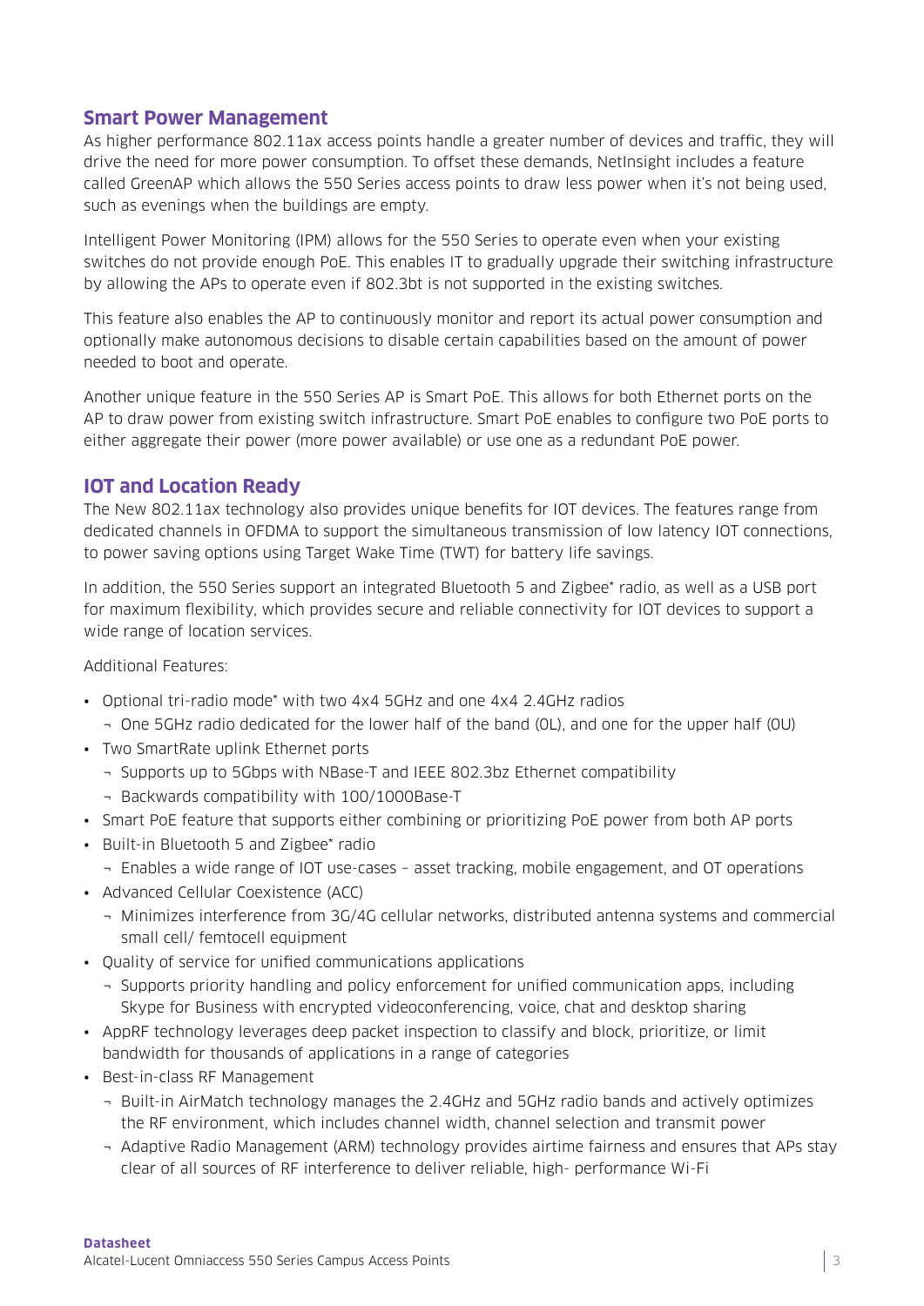## Smart Power Management

As higher performance 802.11ax access points handle a greater number of devices and traffic, they will drive the need for more power consumption. To offset these demands, NetInsight includes a feature called GreenAP which allows the 550 Series access points to draw less power when it's not being used, such as evenings when the buildings are empty.

Intelligent Power Monitoring (IPM) allows for the 550 Series to operate even when your existing switches do not provide enough PoE. This enables IT to gradually upgrade their switching infrastructure by allowing the APs to operate even if 802.3bt is not supported in the existing switches.

This feature also enables the AP to continuously monitor and report its actual power consumption and optionally make autonomous decisions to disable certain capabilities based on the amount of power needed to boot and operate.

Another unique feature in the 550 Series AP is Smart PoE. This allows for both Ethernet ports on the AP to draw power from existing switch infrastructure. Smart PoE enables to configure two PoE ports to either aggregate their power (more power available) or use one as a redundant PoE power.

## IOT and Location Ready

The New 802.11ax technology also provides unique benefits for IOT devices. The features range from dedicated channels in OFDMA to support the simultaneous transmission of low latency IOT connections, to power saving options using Target Wake Time (TWT) for battery life savings.

In addition, the 550 Series support an integrated Bluetooth 5 and Zigbee* radio, as well as a USB port for maximum flexibility, which provides secure and reliable connectivity for IOT devices to support a wide range of location services.

Additional Features:

- Optional tri-radio mode* with two 4x4 5GHz and one 4x4 2.4GHz radios
  - One 5GHz radio dedicated for the lower half of the band (0L), and one for the upper half (0U)
- Two SmartRate uplink Ethernet ports
  - Supports up to 5Gbps with NBase-T and IEEE 802.3bz Ethernet compatibility
  - Backwards compatibility with 100/1000Base-T
- Smart PoE feature that supports either combining or prioritizing PoE power from both AP ports
- Built-in Bluetooth 5 and Zigbee* radio
  - Enables a wide range of IOT use-cases – asset tracking, mobile engagement, and OT operations
- Advanced Cellular Coexistence (ACC)
  - Minimizes interference from 3G/4G cellular networks, distributed antenna systems and commercial small cell/ femtocell equipment
- Quality of service for unified communications applications
  - Supports priority handling and policy enforcement for unified communication apps, including Skype for Business with encrypted videoconferencing, voice, chat and desktop sharing
- AppRF technology leverages deep packet inspection to classify and block, prioritize, or limit bandwidth for thousands of applications in a range of categories
- Best-in-class RF Management
  - Built-in AirMatch technology manages the 2.4GHz and 5GHz radio bands and actively optimizes the RF environment, which includes channel width, channel selection and transmit power
  - Adaptive Radio Management (ARM) technology provides airtime fairness and ensures that APs stay clear of all sources of RF interference to deliver reliable, high- performance Wi-Fi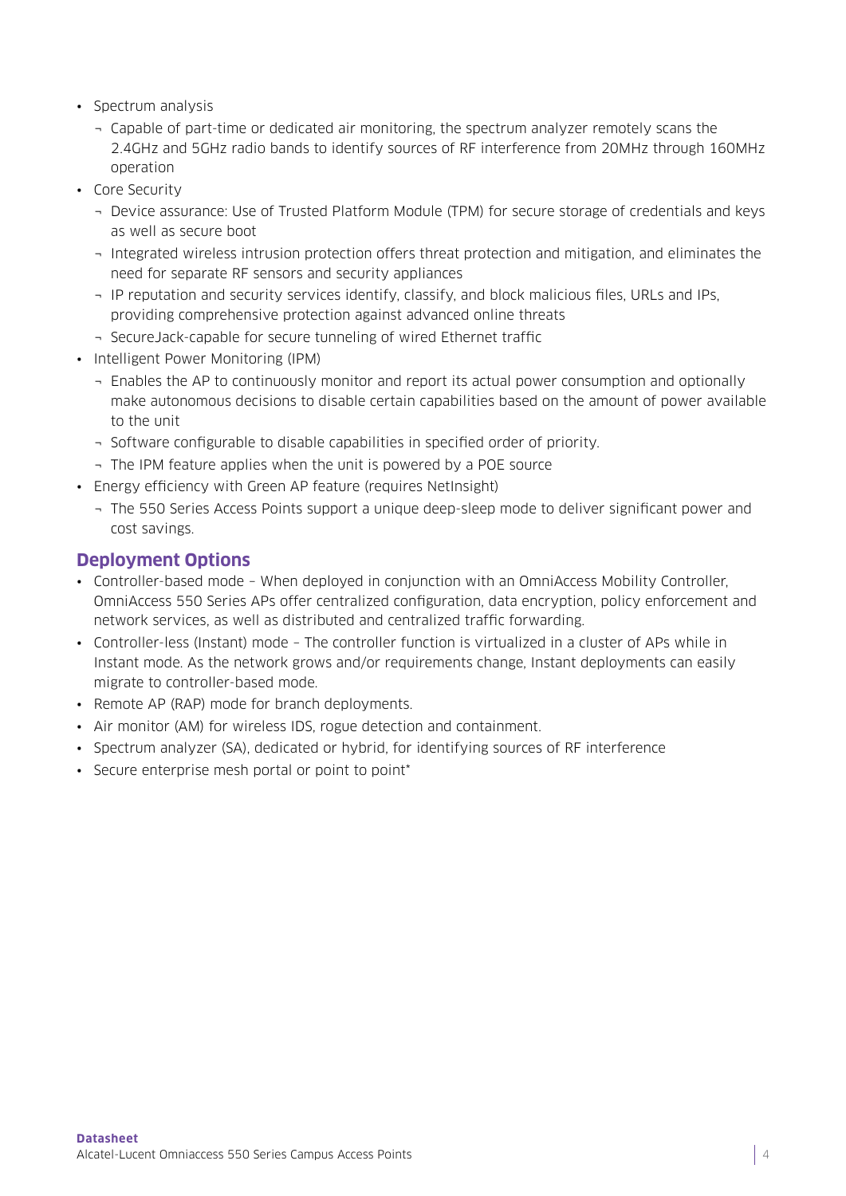- Spectrum analysis
  - Capable of part-time or dedicated air monitoring, the spectrum analyzer remotely scans the 2.4GHz and 5GHz radio bands to identify sources of RF interference from 20MHz through 160MHz operation
- Core Security
  - Device assurance: Use of Trusted Platform Module (TPM) for secure storage of credentials and keys as well as secure boot
  - Integrated wireless intrusion protection offers threat protection and mitigation, and eliminates the need for separate RF sensors and security appliances
  - IP reputation and security services identify, classify, and block malicious files, URLs and IPs, providing comprehensive protection against advanced online threats
  - SecureJack-capable for secure tunneling of wired Ethernet traffic
- Intelligent Power Monitoring (IPM)
  - Enables the AP to continuously monitor and report its actual power consumption and optionally make autonomous decisions to disable certain capabilities based on the amount of power available to the unit
  - Software configurable to disable capabilities in specified order of priority.
  - The IPM feature applies when the unit is powered by a POE source
- Energy efficiency with Green AP feature (requires NetInsight)
  - The 550 Series Access Points support a unique deep-sleep mode to deliver significant power and cost savings.

## Deployment Options

- Controller-based mode – When deployed in conjunction with an OmniAccess Mobility Controller, OmniAccess 550 Series APs offer centralized configuration, data encryption, policy enforcement and network services, as well as distributed and centralized traffic forwarding.
- Controller-less (Instant) mode – The controller function is virtualized in a cluster of APs while in Instant mode. As the network grows and/or requirements change, Instant deployments can easily migrate to controller-based mode.
- Remote AP (RAP) mode for branch deployments.
- Air monitor (AM) for wireless IDS, rogue detection and containment.
- Spectrum analyzer (SA), dedicated or hybrid, for identifying sources of RF interference
- Secure enterprise mesh portal or point to point*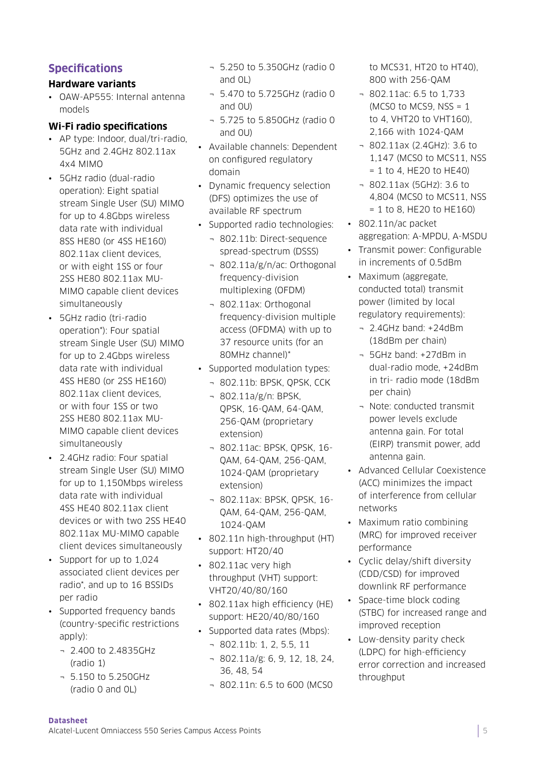## Specifications

### Hardware variants

- OAW-AP555: Internal antenna models

### Wi-Fi radio specifications

- AP type: Indoor, dual/tri-radio, 5GHz and 2.4GHz 802.11ax 4x4 MIMO
- 5GHz radio (dual-radio operation): Eight spatial stream Single User (SU) MIMO for up to 4.8Gbps wireless data rate with individual 8SS HE80 (or 4SS HE160) 802.11ax client devices, or with eight 1SS or four 2SS HE80 802.11ax MU-MIMO capable client devices simultaneously
- 5GHz radio (tri-radio operation*): Four spatial stream Single User (SU) MIMO for up to 2.4Gbps wireless data rate with individual 4SS HE80 (or 2SS HE160) 802.11ax client devices, or with four 1SS or two 2SS HE80 802.11ax MU-MIMO capable client devices simultaneously
- 2.4GHz radio: Four spatial stream Single User (SU) MIMO for up to 1,150Mbps wireless data rate with individual 4SS HE40 802.11ax client devices or with two 2SS HE40 802.11ax MU-MIMO capable client devices simultaneously
- Support for up to 1,024 associated client devices per radio*, and up to 16 BSSIDs per radio
- Supported frequency bands (country-specific restrictions apply):
  - 2.400 to 2.4835GHz (radio 1)
  - 5.150 to 5.250GHz (radio 0 and 0L)
  - 5.250 to 5.350GHz (radio 0 and 0L)
  - 5.470 to 5.725GHz (radio 0 and 0U)
  - 5.725 to 5.850GHz (radio 0 and 0U)
- Available channels: Dependent on configured regulatory domain
- Dynamic frequency selection (DFS) optimizes the use of available RF spectrum
- Supported radio technologies:
  - 802.11b: Direct-sequence spread-spectrum (DSSS)
  - 802.11a/g/n/ac: Orthogonal frequency-division multiplexing (OFDM)
  - 802.11ax: Orthogonal frequency-division multiple access (OFDMA) with up to 37 resource units (for an 80MHz channel)*
- Supported modulation types:
  - 802.11b: BPSK, QPSK, CCK
  - 802.11a/g/n: BPSK, QPSK, 16-QAM, 64-QAM, 256-QAM (proprietary extension)
  - 802.11ac: BPSK, QPSK, 16-QAM, 64-QAM, 256-QAM, 1024-QAM (proprietary extension)
  - 802.11ax: BPSK, QPSK, 16-QAM, 64-QAM, 256-QAM, 1024-QAM
- 802.11n high-throughput (HT) support: HT20/40
- 802.11ac very high throughput (VHT) support: VHT20/40/80/160
- 802.11ax high efficiency (HE) support: HE20/40/80/160
- Supported data rates (Mbps):
  - 802.11b: 1, 2, 5.5, 11
  - 802.11a/g: 6, 9, 12, 18, 24, 36, 48, 54
  - 802.11n: 6.5 to 600 (MCS0 to MCS31, HT20 to HT40), 800 with 256-QAM
  - 802.11ac: 6.5 to 1,733 (MCS0 to MCS9, NSS = 1 to 4, VHT20 to VHT160), 2,166 with 1024-QAM
  - 802.11ax (2.4GHz): 3.6 to 1,147 (MCS0 to MCS11, NSS = 1 to 4, HE20 to HE40)
  - 802.11ax (5GHz): 3.6 to 4,804 (MCS0 to MCS11, NSS = 1 to 8, HE20 to HE160)
- 802.11n/ac packet aggregation: A-MPDU, A-MSDU
- Transmit power: Configurable in increments of 0.5dBm
- Maximum (aggregate, conducted total) transmit power (limited by local regulatory requirements):
  - 2.4GHz band: +24dBm (18dBm per chain)
  - 5GHz band: +27dBm in dual-radio mode, +24dBm in tri- radio mode (18dBm per chain)
  - Note: conducted transmit power levels exclude antenna gain. For total (EIRP) transmit power, add antenna gain.
- Advanced Cellular Coexistence (ACC) minimizes the impact of interference from cellular networks
- Maximum ratio combining (MRC) for improved receiver performance
- Cyclic delay/shift diversity (CDD/CSD) for improved downlink RF performance
- Space-time block coding (STBC) for increased range and improved reception
- Low-density parity check (LDPC) for high-efficiency error correction and increased throughput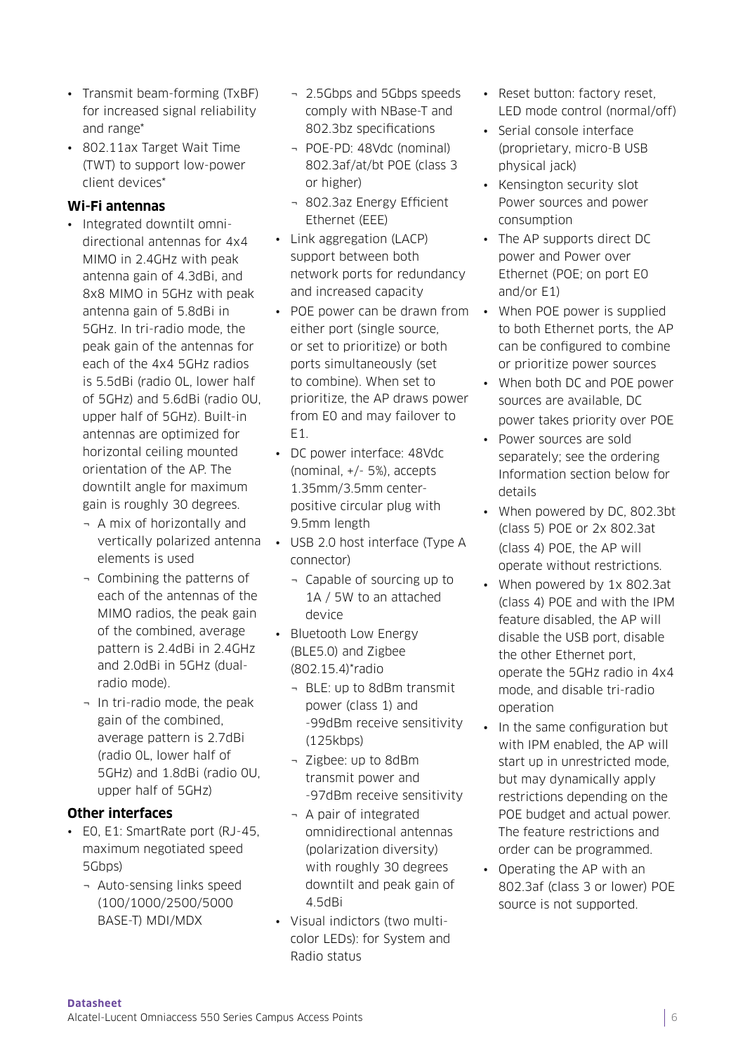- Transmit beam-forming (TxBF) for increased signal reliability and range*
- 802.11ax Target Wait Time (TWT) to support low-power client devices*

**Wi-Fi antennas**

- Integrated downtilt omni-directional antennas for 4x4 MIMO in 2.4GHz with peak antenna gain of 4.3dBi, and 8x8 MIMO in 5GHz with peak antenna gain of 5.8dBi in 5GHz. In tri-radio mode, the peak gain of the antennas for each of the 4x4 5GHz radios is 5.5dBi (radio 0L, lower half of 5GHz) and 5.6dBi (radio 0U, upper half of 5GHz). Built-in antennas are optimized for horizontal ceiling mounted orientation of the AP. The downtilt angle for maximum gain is roughly 30 degrees.
  - A mix of horizontally and vertically polarized antenna elements is used
  - Combining the patterns of each of the antennas of the MIMO radios, the peak gain of the combined, average pattern is 2.4dBi in 2.4GHz and 2.0dBi in 5GHz (dual-radio mode).
  - In tri-radio mode, the peak gain of the combined, average pattern is 2.7dBi (radio 0L, lower half of 5GHz) and 1.8dBi (radio 0U, upper half of 5GHz)

**Other interfaces**

- E0, E1: SmartRate port (RJ-45, maximum negotiated speed 5Gbps)
  - Auto-sensing links speed (100/1000/2500/5000 BASE-T) MDI/MDX
  - 2.5Gbps and 5Gbps speeds comply with NBase-T and 802.3bz specifications
  - POE-PD: 48Vdc (nominal) 802.3af/at/bt POE (class 3 or higher)
  - 802.3az Energy Efficient Ethernet (EEE)
- Link aggregation (LACP) support between both network ports for redundancy and increased capacity
- POE power can be drawn from either port (single source, or set to prioritize) or both ports simultaneously (set to combine). When set to prioritize, the AP draws power from E0 and may failover to E1.
- DC power interface: 48Vdc (nominal, +/- 5%), accepts 1.35mm/3.5mm center-positive circular plug with 9.5mm length
- USB 2.0 host interface (Type A connector)
  - Capable of sourcing up to 1A / 5W to an attached device
- Bluetooth Low Energy (BLE5.0) and Zigbee (802.15.4)*radio
  - BLE: up to 8dBm transmit power (class 1) and -99dBm receive sensitivity (125kbps)
  - Zigbee: up to 8dBm transmit power and -97dBm receive sensitivity
  - A pair of integrated omnidirectional antennas (polarization diversity) with roughly 30 degrees downtilt and peak gain of 4.5dBi
- Visual indictors (two multi-color LEDs): for System and Radio status
- Reset button: factory reset, LED mode control (normal/off)
- Serial console interface (proprietary, micro-B USB physical jack)
- Kensington security slot Power sources and power consumption
- The AP supports direct DC power and Power over Ethernet (POE; on port E0 and/or E1)
- When POE power is supplied to both Ethernet ports, the AP can be configured to combine or prioritize power sources
- When both DC and POE power sources are available, DC power takes priority over POE
- Power sources are sold separately; see the ordering Information section below for details
- When powered by DC, 802.3bt (class 5) POE or 2x 802.3at (class 4) POE, the AP will operate without restrictions.
- When powered by 1x 802.3at (class 4) POE and with the IPM feature disabled, the AP will disable the USB port, disable the other Ethernet port, operate the 5GHz radio in 4x4 mode, and disable tri-radio operation
- In the same configuration but with IPM enabled, the AP will start up in unrestricted mode, but may dynamically apply restrictions depending on the POE budget and actual power. The feature restrictions and order can be programmed.
- Operating the AP with an 802.3af (class 3 or lower) POE source is not supported.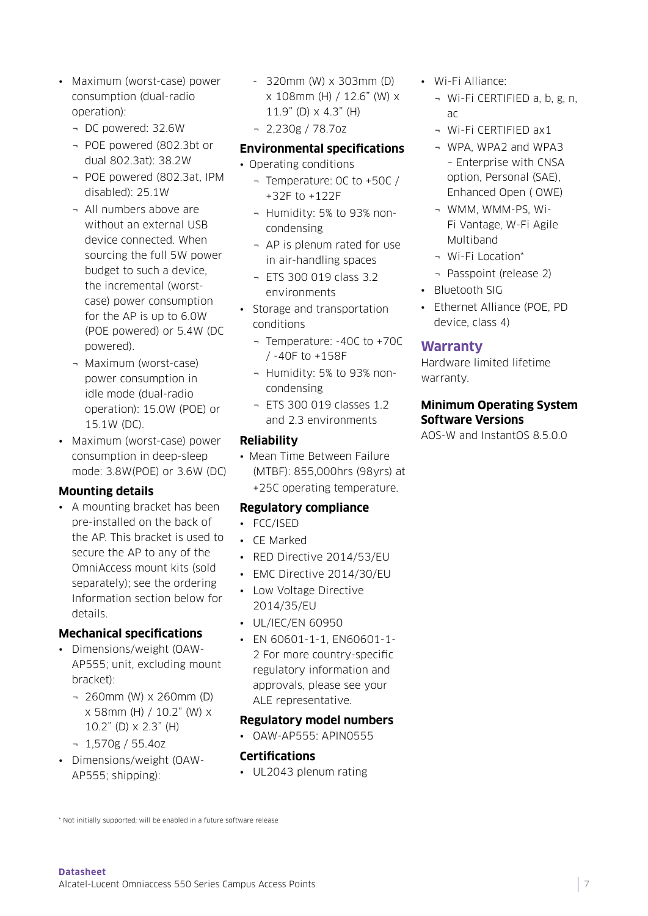- Maximum (worst-case) power consumption (dual-radio operation):
  - DC powered: 32.6W
  - POE powered (802.3bt or dual 802.3at): 38.2W
  - POE powered (802.3at, IPM disabled): 25.1W
  - All numbers above are without an external USB device connected. When sourcing the full 5W power budget to such a device, the incremental (worst-case) power consumption for the AP is up to 6.0W (POE powered) or 5.4W (DC powered).
  - Maximum (worst-case) power consumption in idle mode (dual-radio operation): 15.0W (POE) or 15.1W (DC).
- Maximum (worst-case) power consumption in deep-sleep mode: 3.8W(POE) or 3.6W (DC)

### Mounting details

- A mounting bracket has been pre-installed on the back of the AP. This bracket is used to secure the AP to any of the OmniAccess mount kits (sold separately); see the ordering Information section below for details.

### Mechanical specifications

- Dimensions/weight (OAW-AP555; unit, excluding mount bracket):
  - 260mm (W) x 260mm (D) x 58mm (H) / 10.2" (W) x 10.2" (D) x 2.3" (H)
  - 1,570g / 55.4oz
- Dimensions/weight (OAW-AP555; shipping):
  - 320mm (W) x 303mm (D) x 108mm (H) / 12.6" (W) x 11.9" (D) x 4.3" (H)
  - 2,230g / 78.7oz

### Environmental specifications

- Operating conditions
  - Temperature: 0C to +50C / +32F to +122F
  - Humidity: 5% to 93% non-condensing
  - AP is plenum rated for use in air-handling spaces
  - ETS 300 019 class 3.2 environments
- Storage and transportation conditions
  - Temperature: -40C to +70C / -40F to +158F
  - Humidity: 5% to 93% non-condensing
  - ETS 300 019 classes 1.2 and 2.3 environments

### Reliability

- Mean Time Between Failure (MTBF): 855,000hrs (98yrs) at +25C operating temperature.

### Regulatory compliance

- FCC/ISED
- CE Marked
- RED Directive 2014/53/EU
- EMC Directive 2014/30/EU
- Low Voltage Directive 2014/35/EU
- UL/IEC/EN 60950
- EN 60601-1-1, EN60601-1-2 For more country-specific regulatory information and approvals, please see your ALE representative.

### Regulatory model numbers

- OAW-AP555: APIN0555

### Certifications

- UL2043 plenum rating
- Wi-Fi Alliance:
  - Wi-Fi CERTIFIED a, b, g, n, ac
  - Wi-Fi CERTIFIED ax1
  - WPA, WPA2 and WPA3 – Enterprise with CNSA option, Personal (SAE), Enhanced Open ( OWE)
  - WMM, WMM-PS, Wi-Fi Vantage, W-Fi Agile Multiband
  - Wi-Fi Location*
  - Passpoint (release 2)
- Bluetooth SIG
- Ethernet Alliance (POE, PD device, class 4)

## Warranty

Hardware limited lifetime warranty.

### Minimum Operating System Software Versions

AOS-W and InstantOS 8.5.0.0

* Not initially supported; will be enabled in a future software release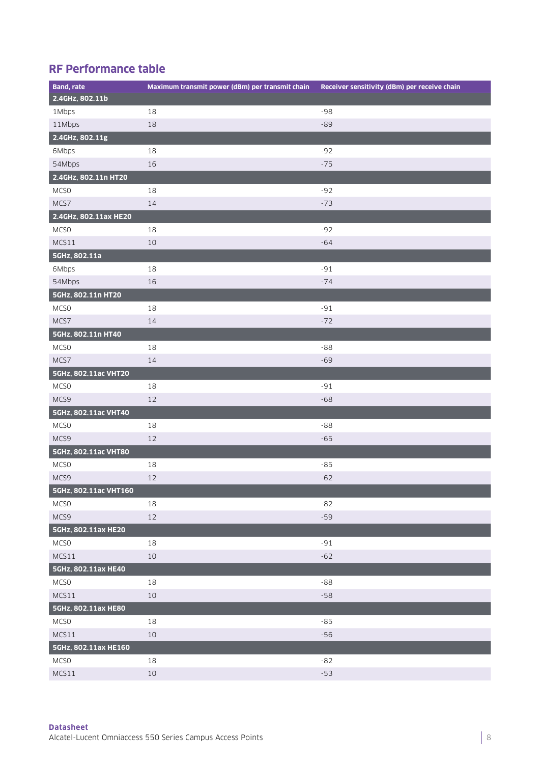## RF Performance table

| Band, rate | Maximum transmit power (dBm) per transmit chain | Receiver sensitivity (dBm) per receive chain |
|---|---|---|
| **2.4GHz, 802.11b** | | |
| 1Mbps | 18 | -98 |
| 11Mbps | 18 | -89 |
| **2.4GHz, 802.11g** | | |
| 6Mbps | 18 | -92 |
| 54Mbps | 16 | -75 |
| **2.4GHz, 802.11n HT20** | | |
| MCS0 | 18 | -92 |
| MCS7 | 14 | -73 |
| **2.4GHz, 802.11ax HE20** | | |
| MCS0 | 18 | -92 |
| MCS11 | 10 | -64 |
| **5GHz, 802.11a** | | |
| 6Mbps | 18 | -91 |
| 54Mbps | 16 | -74 |
| **5GHz, 802.11n HT20** | | |
| MCS0 | 18 | -91 |
| MCS7 | 14 | -72 |
| **5GHz, 802.11n HT40** | | |
| MCS0 | 18 | -88 |
| MCS7 | 14 | -69 |
| **5GHz, 802.11ac VHT20** | | |
| MCS0 | 18 | -91 |
| MCS9 | 12 | -68 |
| **5GHz, 802.11ac VHT40** | | |
| MCS0 | 18 | -88 |
| MCS9 | 12 | -65 |
| **5GHz, 802.11ac VHT80** | | |
| MCS0 | 18 | -85 |
| MCS9 | 12 | -62 |
| **5GHz, 802.11ac VHT160** | | |
| MCS0 | 18 | -82 |
| MCS9 | 12 | -59 |
| **5GHz, 802.11ax HE20** | | |
| MCS0 | 18 | -91 |
| MCS11 | 10 | -62 |
| **5GHz, 802.11ax HE40** | | |
| MCS0 | 18 | -88 |
| MCS11 | 10 | -58 |
| **5GHz, 802.11ax HE80** | | |
| MCS0 | 18 | -85 |
| MCS11 | 10 | -56 |
| **5GHz, 802.11ax HE160** | | |
| MCS0 | 18 | -82 |
| MCS11 | 10 | -53 |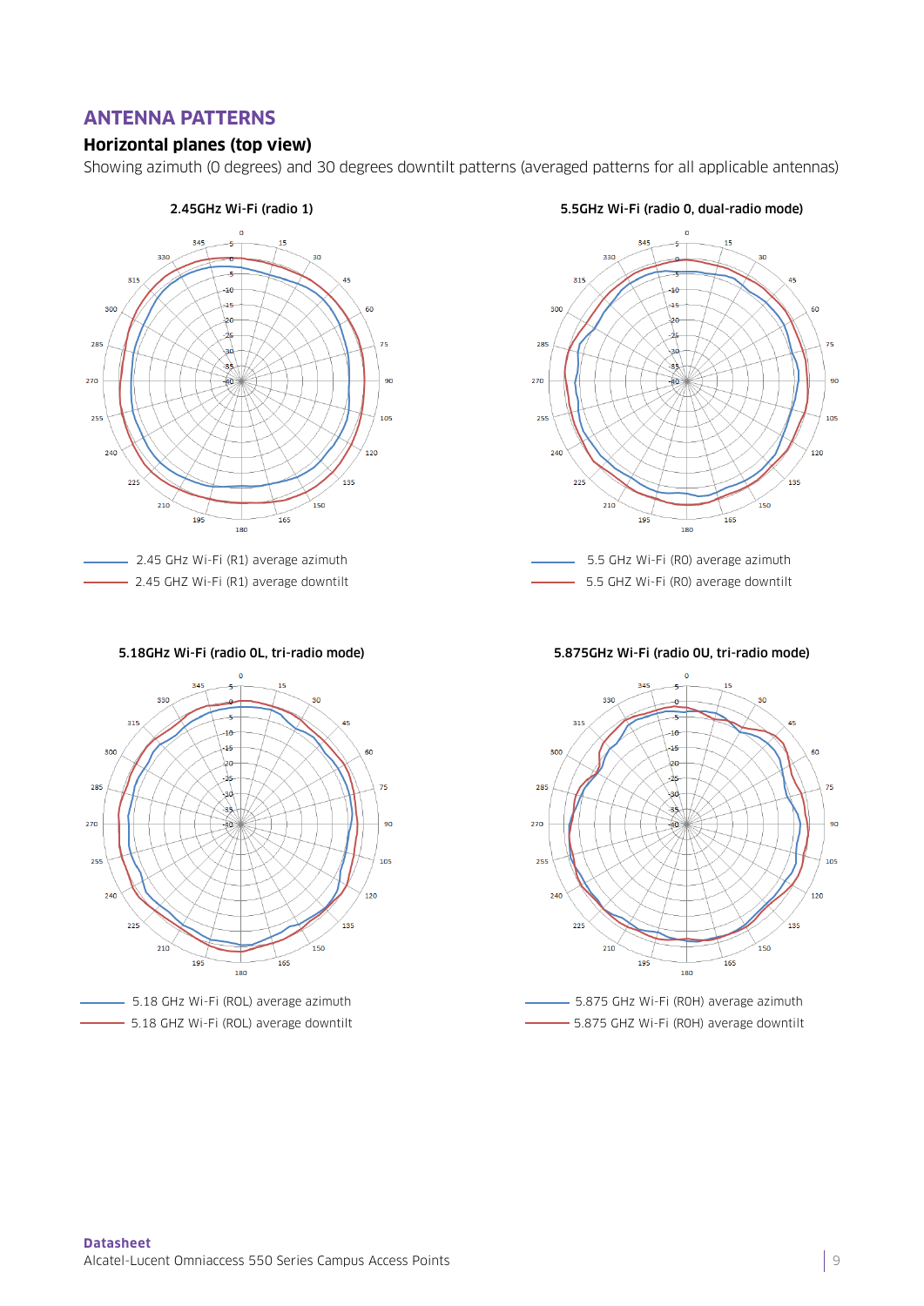## ANTENNA PATTERNS

### Horizontal planes (top view)

Showing azimuth (0 degrees) and 30 degrees downtilt patterns (averaged patterns for all applicable antennas)

**2.45GHz Wi-Fi (radio 1)**

2.45 GHz Wi-Fi (R1) average azimuth

2.45 GHZ Wi-Fi (R1) average downtilt

**5.5GHz Wi-Fi (radio 0, dual-radio mode)**

5.5 GHz Wi-Fi (R0) average azimuth

5.5 GHZ Wi-Fi (R0) average downtilt

**5.18GHz Wi-Fi (radio 0L, tri-radio mode)**

5.18 GHz Wi-Fi (ROL) average azimuth

5.18 GHZ Wi-Fi (ROL) average downtilt

**5.875GHz Wi-Fi (radio 0U, tri-radio mode)**

5.875 GHz Wi-Fi (R0H) average azimuth

5.875 GHZ Wi-Fi (R0H) average downtilt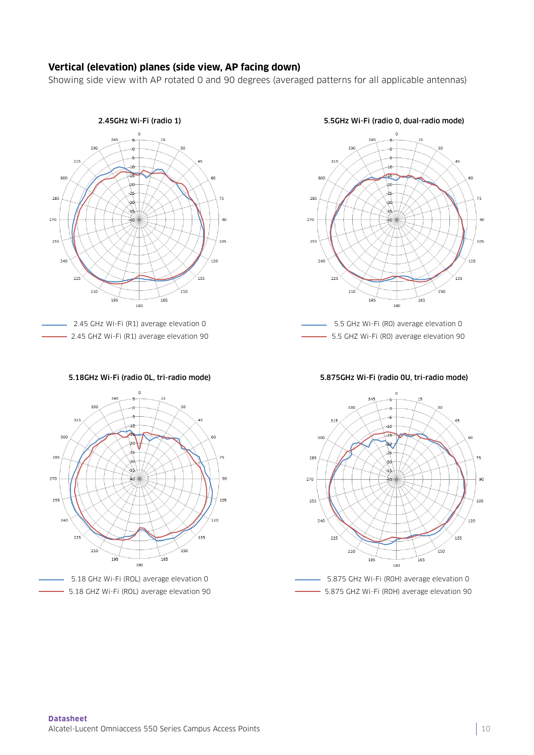## Vertical (elevation) planes (side view, AP facing down)

Showing side view with AP rotated 0 and 90 degrees (averaged patterns for all applicable antennas)

**2.45GHz Wi-Fi (radio 1)**

2.45 GHz Wi-Fi (R1) average elevation 0

2.45 GHZ Wi-Fi (R1) average elevation 90

**5.5GHz Wi-Fi (radio 0, dual-radio mode)**

5.5 GHz Wi-Fi (R0) average elevation 0

5.5 GHZ Wi-Fi (R0) average elevation 90

**5.18GHz Wi-Fi (radio 0L, tri-radio mode)**

5.18 GHz Wi-Fi (R0L) average elevation 0

5.18 GHZ Wi-Fi (R0L) average elevation 90

**5.875GHz Wi-Fi (radio 0U, tri-radio mode)**

5.875 GHz Wi-Fi (R0H) average elevation 0

5.875 GHZ Wi-Fi (R0H) average elevation 90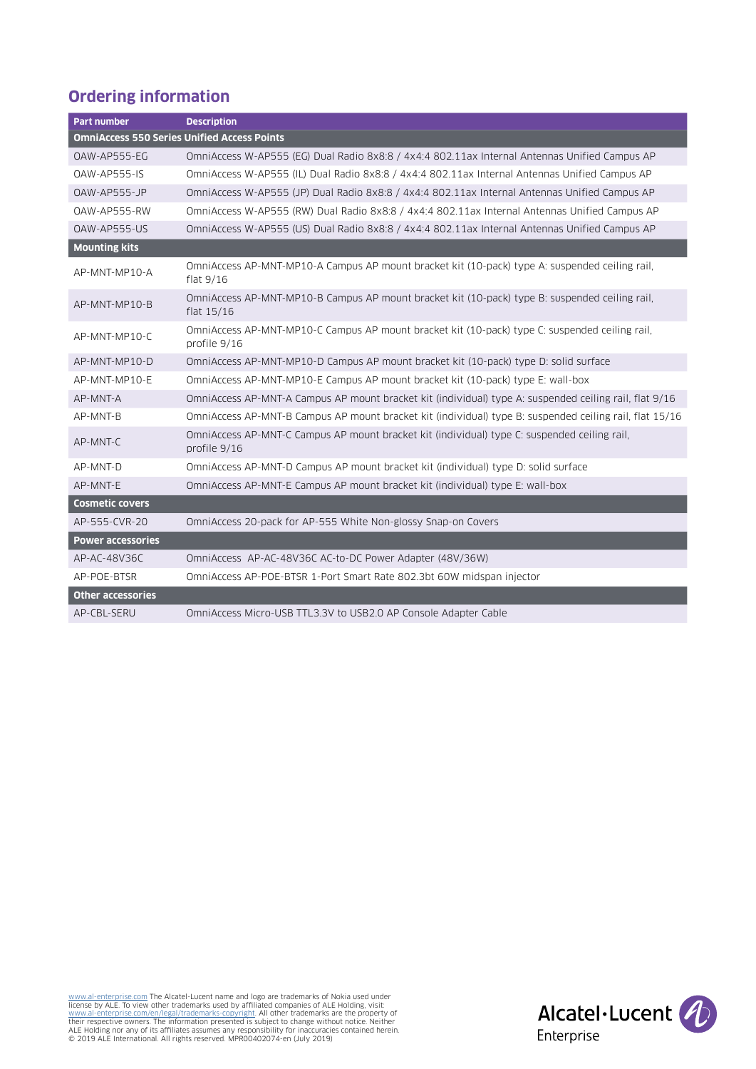## Ordering information

| Part number | Description |
|---|---|
| **OmniAccess 550 Series Unified Access Points** | |
| OAW-AP555-EG | OmniAccess W-AP555 (EG) Dual Radio 8x8:8 / 4x4:4 802.11ax Internal Antennas Unified Campus AP |
| OAW-AP555-IS | OmniAccess W-AP555 (IL) Dual Radio 8x8:8 / 4x4:4 802.11ax Internal Antennas Unified Campus AP |
| OAW-AP555-JP | OmniAccess W-AP555 (JP) Dual Radio 8x8:8 / 4x4:4 802.11ax Internal Antennas Unified Campus AP |
| OAW-AP555-RW | OmniAccess W-AP555 (RW) Dual Radio 8x8:8 / 4x4:4 802.11ax Internal Antennas Unified Campus AP |
| OAW-AP555-US | OmniAccess W-AP555 (US) Dual Radio 8x8:8 / 4x4:4 802.11ax Internal Antennas Unified Campus AP |
| **Mounting kits** | |
| AP-MNT-MP10-A | OmniAccess AP-MNT-MP10-A Campus AP mount bracket kit (10-pack) type A: suspended ceiling rail, flat 9/16 |
| AP-MNT-MP10-B | OmniAccess AP-MNT-MP10-B Campus AP mount bracket kit (10-pack) type B: suspended ceiling rail, flat 15/16 |
| AP-MNT-MP10-C | OmniAccess AP-MNT-MP10-C Campus AP mount bracket kit (10-pack) type C: suspended ceiling rail, profile 9/16 |
| AP-MNT-MP10-D | OmniAccess AP-MNT-MP10-D Campus AP mount bracket kit (10-pack) type D: solid surface |
| AP-MNT-MP10-E | OmniAccess AP-MNT-MP10-E Campus AP mount bracket kit (10-pack) type E: wall-box |
| AP-MNT-A | OmniAccess AP-MNT-A Campus AP mount bracket kit (individual) type A: suspended ceiling rail, flat 9/16 |
| AP-MNT-B | OmniAccess AP-MNT-B Campus AP mount bracket kit (individual) type B: suspended ceiling rail, flat 15/16 |
| AP-MNT-C | OmniAccess AP-MNT-C Campus AP mount bracket kit (individual) type C: suspended ceiling rail, profile 9/16 |
| AP-MNT-D | OmniAccess AP-MNT-D Campus AP mount bracket kit (individual) type D: solid surface |
| AP-MNT-E | OmniAccess AP-MNT-E Campus AP mount bracket kit (individual) type E: wall-box |
| **Cosmetic covers** | |
| AP-555-CVR-20 | OmniAccess 20-pack for AP-555 White Non-glossy Snap-on Covers |
| **Power accessories** | |
| AP-AC-48V36C | OmniAccess AP-AC-48V36C AC-to-DC Power Adapter (48V/36W) |
| AP-POE-BTSR | OmniAccess AP-POE-BTSR 1-Port Smart Rate 802.3bt 60W midspan injector |
| **Other accessories** | |
| AP-CBL-SERU | OmniAccess Micro-USB TTL3.3V to USB2.0 AP Console Adapter Cable |

www.al-enterprise.com The Alcatel-Lucent name and logo are trademarks of Nokia used under license by ALE. To view other trademarks used by affiliated companies of ALE Holding, visit: www.al-enterprise.com/en/legal/trademarks-copyright. All other trademarks are the property of their respective owners. The information presented is subject to change without notice. Neither ALE Holding nor any of its affiliates assumes any responsibility for inaccuracies contained herein. © 2019 ALE International. All rights reserved. MPR00402074-en (July 2019)

Alcatel·Lucent Enterprise